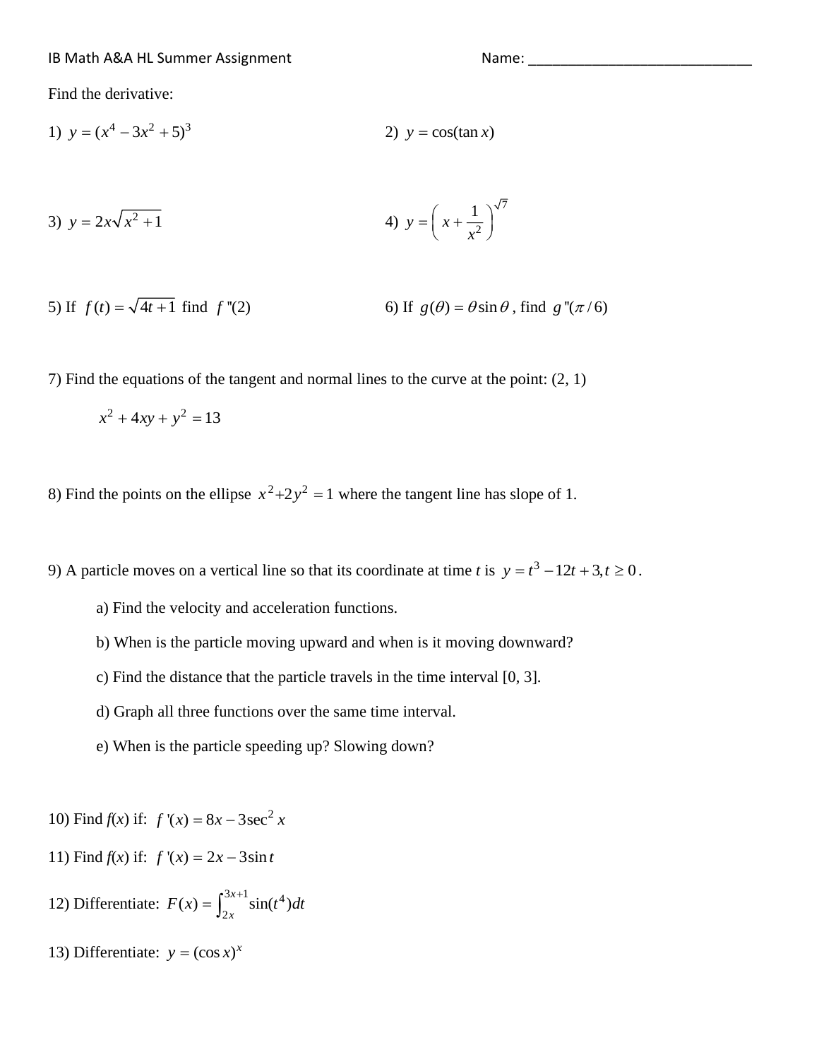IB Math A&A HL Summer Assignment Name: ______________________________

Find the derivative:

1) $y = (x^4 - 3x^2 + 5)^3$

2) $y = \cos(\tan x)$

3) $y = 2x\sqrt{x^2 + 1}$

4) $y = \left(x + \dfrac{1}{x^2}\right)^{\sqrt{7}}$

5) If $f(t) = \sqrt{4t + 1}$ find $f''(2)$

6) If $g(\theta) = \theta \sin\theta$, find $g''(\pi/6)$

7) Find the equations of the tangent and normal lines to the curve at the point: (2, 1)

$$x^2 + 4xy + y^2 = 13$$

8) Find the points on the ellipse $x^2 + 2y^2 = 1$ where the tangent line has slope of 1.

9) A particle moves on a vertical line so that its coordinate at time $t$ is $y = t^3 - 12t + 3, t \geq 0$.

a) Find the velocity and acceleration functions.

b) When is the particle moving upward and when is it moving downward?

c) Find the distance that the particle travels in the time interval [0, 3].

d) Graph all three functions over the same time interval.

e) When is the particle speeding up? Slowing down?

10) Find $f(x)$ if: $f'(x) = 8x - 3\sec^2 x$

11) Find $f(x)$ if: $f'(x) = 2x - 3\sin t$

12) Differentiate: $F(x) = \int_{2x}^{3x+1} \sin(t^4)\,dt$

13) Differentiate: $y = (\cos x)^x$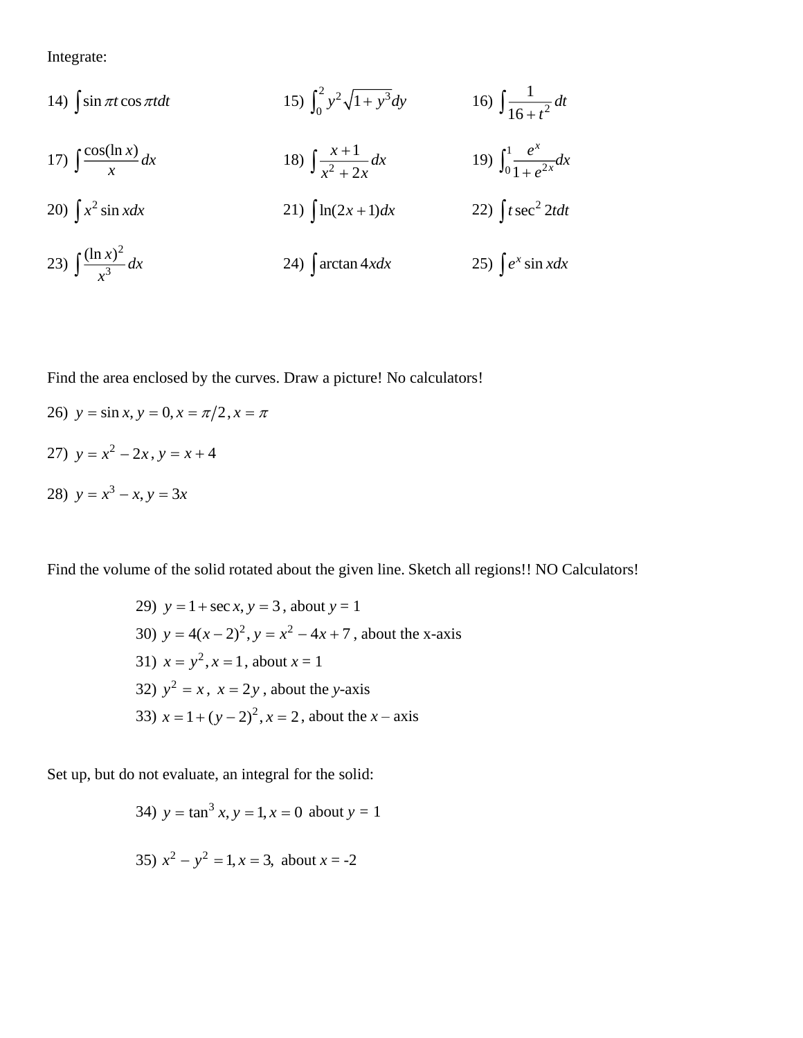Integrate:

14) $\int \sin \pi t \cos \pi t dt$

15) $\int_0^2 y^2 \sqrt{1+y^3} dy$

16) $\int \frac{1}{16+t^2} dt$

17) $\int \frac{\cos(\ln x)}{x} dx$

18) $\int \frac{x+1}{x^2+2x} dx$

19) $\int_0^1 \frac{e^x}{1+e^{2x}} dx$

20) $\int x^2 \sin x dx$

21) $\int \ln(2x+1) dx$

22) $\int t \sec^2 2t dt$

23) $\int \frac{(\ln x)^2}{x^3} dx$

24) $\int \arctan 4x dx$

25) $\int e^x \sin x dx$

Find the area enclosed by the curves. Draw a picture! No calculators!

26) $y = \sin x, y = 0, x = \pi/2, x = \pi$

27) $y = x^2 - 2x, y = x + 4$

28) $y = x^3 - x, y = 3x$

Find the volume of the solid rotated about the given line. Sketch all regions!! NO Calculators!

29) $y = 1 + \sec x, y = 3$, about $y = 1$

30) $y = 4(x-2)^2, y = x^2 - 4x + 7$, about the x-axis

31) $x = y^2, x = 1$, about $x = 1$

32) $y^2 = x$, $x = 2y$, about the $y$-axis

33) $x = 1 + (y-2)^2, x = 2$, about the $x$ – axis

Set up, but do not evaluate, an integral for the solid:

34) $y = \tan^3 x, y = 1, x = 0$ about $y = 1$

35) $x^2 - y^2 = 1, x = 3,$ about $x = -2$